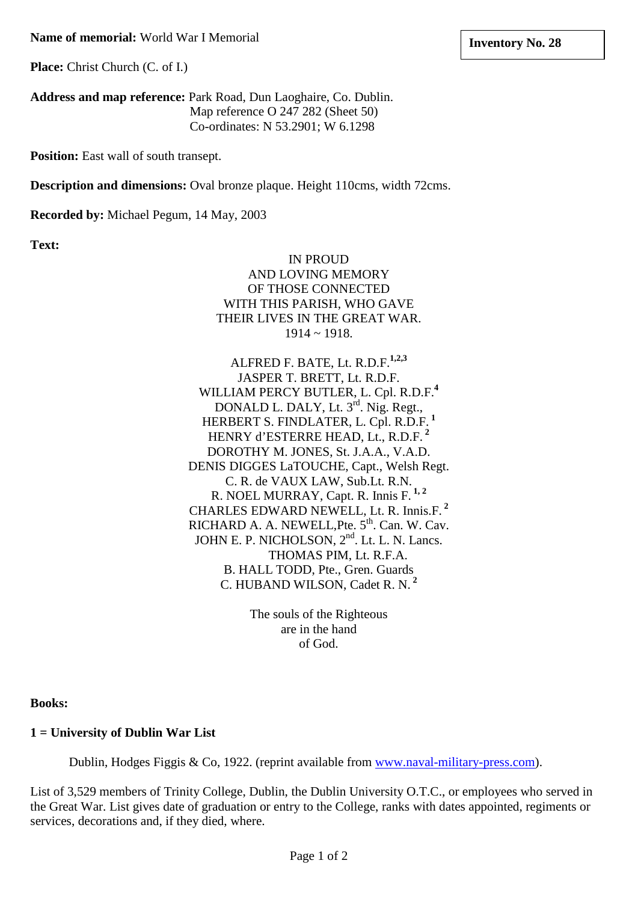**Inventory No. 28**

**Name of memorial:** World War I Memorial

**Place:** Christ Church (C. of I.)

**Address and map reference:** Park Road, Dun Laoghaire, Co. Dublin.
Map reference O 247 282 (Sheet 50)
Co-ordinates: N 53.2901; W 6.1298

**Position:** East wall of south transept.

**Description and dimensions:** Oval bronze plaque. Height 110cms, width 72cms.

**Recorded by:** Michael Pegum, 14 May, 2003

**Text:**

IN PROUD
AND LOVING MEMORY
OF THOSE CONNECTED
WITH THIS PARISH, WHO GAVE
THEIR LIVES IN THE GREAT WAR.
1914 ~ 1918.

ALFRED F. BATE, Lt. R.D.F.[1,2,3]
JASPER T. BRETT, Lt. R.D.F.
WILLIAM PERCY BUTLER, L. Cpl. R.D.F.[4]
DONALD L. DALY, Lt. 3rd. Nig. Regt.,
HERBERT S. FINDLATER, L. Cpl. R.D.F.[1]
HENRY d'ESTERRE HEAD, Lt., R.D.F.[2]
DOROTHY M. JONES, St. J.A.A., V.A.D.
DENIS DIGGES LaTOUCHE, Capt., Welsh Regt.
C. R. de VAUX LAW, Sub.Lt. R.N.
R. NOEL MURRAY, Capt. R. Innis F.[1,2]
CHARLES EDWARD NEWELL, Lt. R. Innis.F.[2]
RICHARD A. A. NEWELL,Pte. 5th. Can. W. Cav.
JOHN E. P. NICHOLSON, 2nd. Lt. L. N. Lancs.
THOMAS PIM, Lt. R.F.A.
B. HALL TODD, Pte., Gren. Guards
C. HUBAND WILSON, Cadet R. N.[2]

The souls of the Righteous
are in the hand
of God.

**Books:**

**1 = University of Dublin War List**

Dublin, Hodges Figgis & Co, 1922. (reprint available from www.naval-military-press.com).

List of 3,529 members of Trinity College, Dublin, the Dublin University O.T.C., or employees who served in the Great War. List gives date of graduation or entry to the College, ranks with dates appointed, regiments or services, decorations and, if they died, where.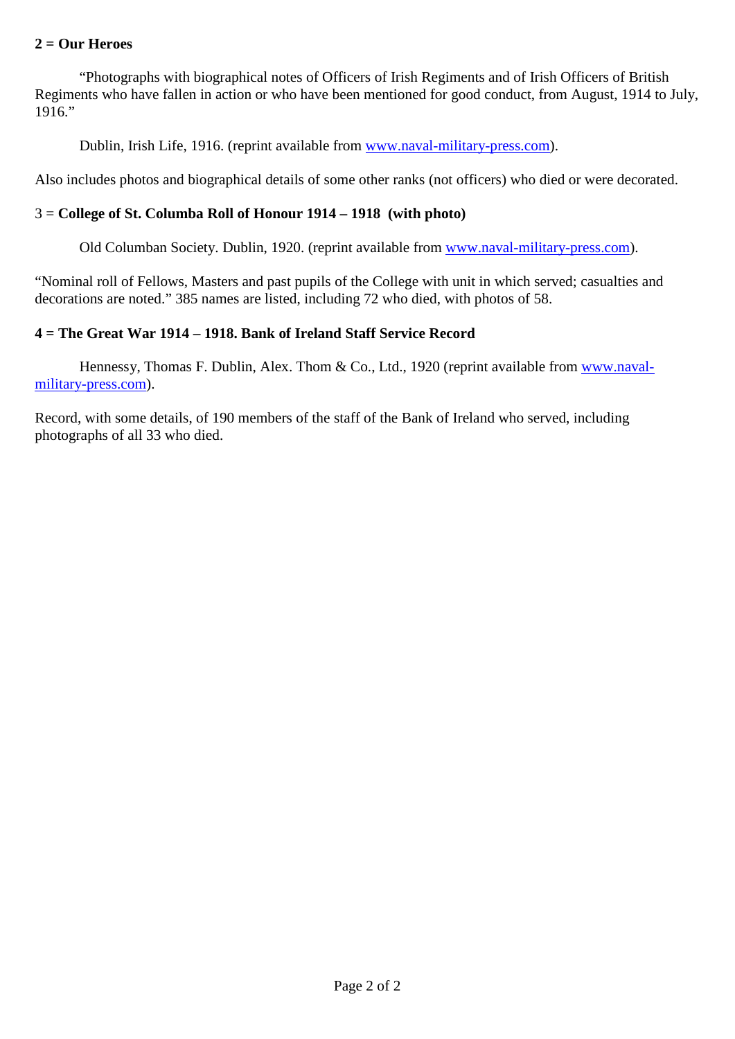**2 = Our Heroes**

"Photographs with biographical notes of Officers of Irish Regiments and of Irish Officers of British Regiments who have fallen in action or who have been mentioned for good conduct, from August, 1914 to July, 1916."

Dublin, Irish Life, 1916. (reprint available from [www.naval-military-press.com](http://www.naval-military-press.com)).

Also includes photos and biographical details of some other ranks (not officers) who died or were decorated.

3 = **College of St. Columba Roll of Honour 1914 – 1918 (with photo)**

Old Columban Society. Dublin, 1920. (reprint available from [www.naval-military-press.com](http://www.naval-military-press.com)).

"Nominal roll of Fellows, Masters and past pupils of the College with unit in which served; casualties and decorations are noted." 385 names are listed, including 72 who died, with photos of 58.

**4 = The Great War 1914 – 1918. Bank of Ireland Staff Service Record**

Hennessy, Thomas F. Dublin, Alex. Thom & Co., Ltd., 1920 (reprint available from [www.naval-military-press.com](http://www.naval-military-press.com)).

Record, with some details, of 190 members of the staff of the Bank of Ireland who served, including photographs of all 33 who died.